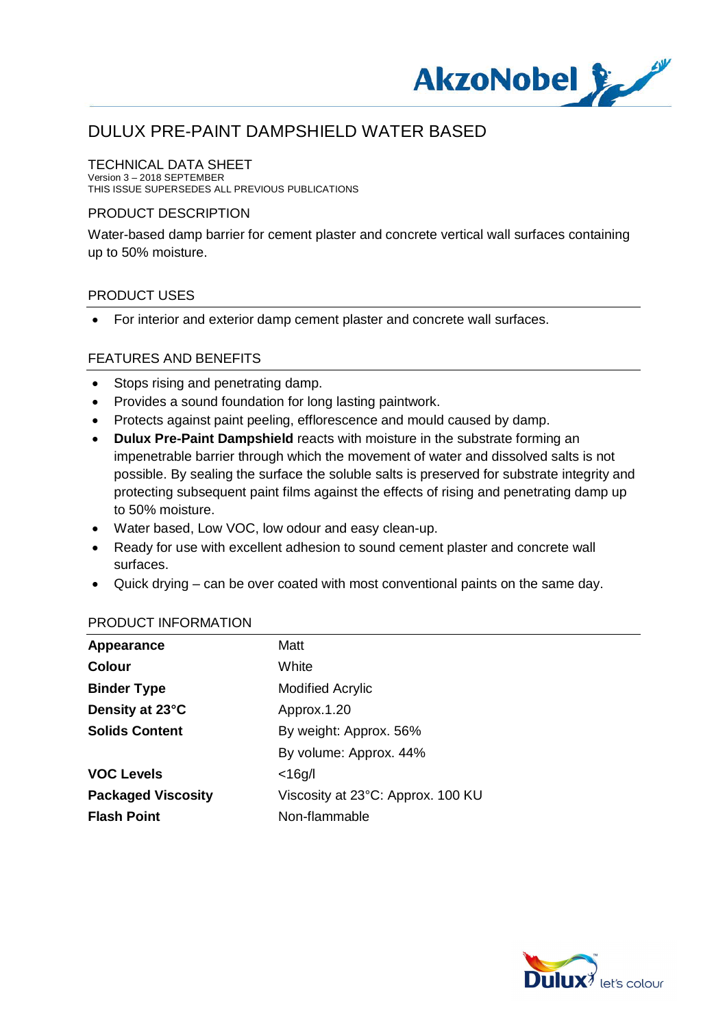# DULUX PRE-PAINT DAMPSHIELD WATER BASED

## TECHNICAL DATA SHEET

Version 3 – 2018 SEPTEMBER
THIS ISSUE SUPERSEDES ALL PREVIOUS PUBLICATIONS

## PRODUCT DESCRIPTION

Water-based damp barrier for cement plaster and concrete vertical wall surfaces containing up to 50% moisture.

## PRODUCT USES

- For interior and exterior damp cement plaster and concrete wall surfaces.

## FEATURES AND BENEFITS

- Stops rising and penetrating damp.
- Provides a sound foundation for long lasting paintwork.
- Protects against paint peeling, efflorescence and mould caused by damp.
- **Dulux Pre-Paint Dampshield** reacts with moisture in the substrate forming an impenetrable barrier through which the movement of water and dissolved salts is not possible. By sealing the surface the soluble salts is preserved for substrate integrity and protecting subsequent paint films against the effects of rising and penetrating damp up to 50% moisture.
- Water based, Low VOC, low odour and easy clean-up.
- Ready for use with excellent adhesion to sound cement plaster and concrete wall surfaces.
- Quick drying – can be over coated with most conventional paints on the same day.

## PRODUCT INFORMATION

| | |
|---|---|
| **Appearance** | Matt |
| **Colour** | White |
| **Binder Type** | Modified Acrylic |
| **Density at 23°C** | Approx.1.20 |
| **Solids Content** | By weight: Approx. 56% |
| | By volume: Approx. 44% |
| **VOC Levels** | <16g/l |
| **Packaged Viscosity** | Viscosity at 23°C: Approx. 100 KU |
| **Flash Point** | Non-flammable |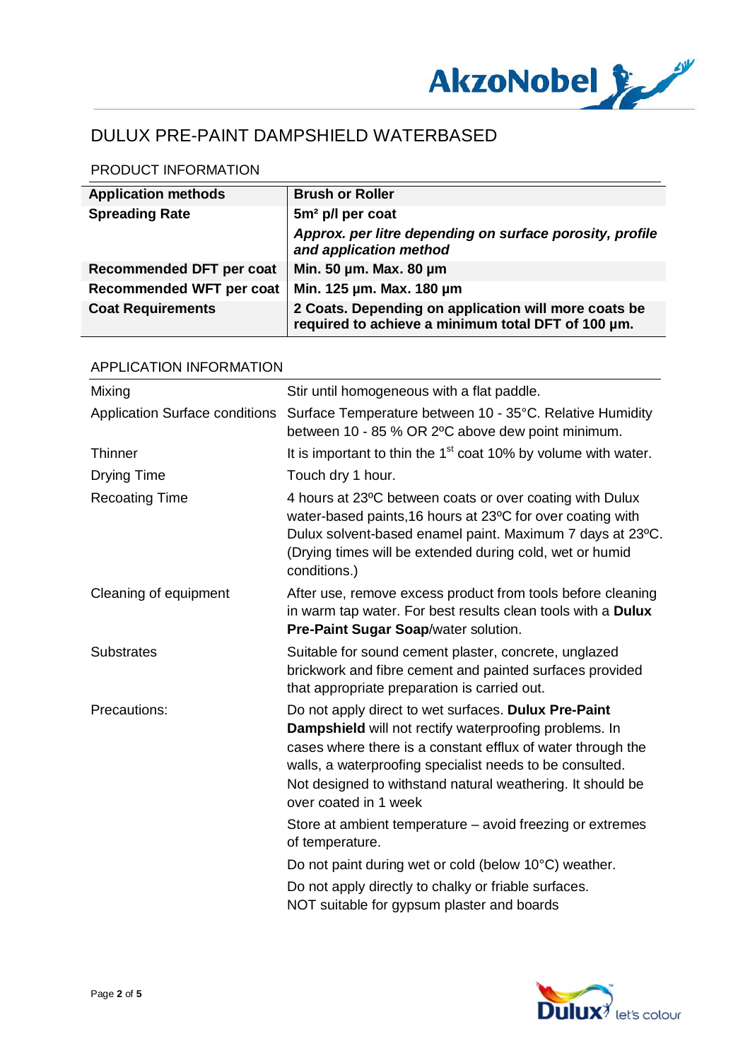# DULUX PRE-PAINT DAMPSHIELD WATERBASED

## PRODUCT INFORMATION

| | |
|---|---|
| **Application methods** | **Brush or Roller** |
| **Spreading Rate** | **5m² p/l per coat**<br>***Approx. per litre depending on surface porosity, profile and application method*** |
| **Recommended DFT per coat** | **Min. 50 µm. Max. 80 µm** |
| **Recommended WFT per coat** | **Min. 125 µm. Max. 180 µm** |
| **Coat Requirements** | **2 Coats. Depending on application will more coats be required to achieve a minimum total DFT of 100 µm.** |

## APPLICATION INFORMATION

| | |
|---|---|
| Mixing | Stir until homogeneous with a flat paddle. |
| Application Surface conditions | Surface Temperature between 10 - 35°C. Relative Humidity between 10 - 85 % OR 2ºC above dew point minimum. |
| Thinner | It is important to thin the 1st coat 10% by volume with water. |
| Drying Time | Touch dry 1 hour. |
| Recoating Time | 4 hours at 23ºC between coats or over coating with Dulux water-based paints,16 hours at 23ºC for over coating with Dulux solvent-based enamel paint. Maximum 7 days at 23ºC. (Drying times will be extended during cold, wet or humid conditions.) |
| Cleaning of equipment | After use, remove excess product from tools before cleaning in warm tap water. For best results clean tools with a **Dulux Pre-Paint Sugar Soap**/water solution. |
| Substrates | Suitable for sound cement plaster, concrete, unglazed brickwork and fibre cement and painted surfaces provided that appropriate preparation is carried out. |
| Precautions: | Do not apply direct to wet surfaces. **Dulux Pre-Paint Dampshield** will not rectify waterproofing problems. In cases where there is a constant efflux of water through the walls, a waterproofing specialist needs to be consulted. Not designed to withstand natural weathering. It should be over coated in 1 week<br><br>Store at ambient temperature – avoid freezing or extremes of temperature.<br><br>Do not paint during wet or cold (below 10°C) weather.<br><br>Do not apply directly to chalky or friable surfaces.<br>NOT suitable for gypsum plaster and boards |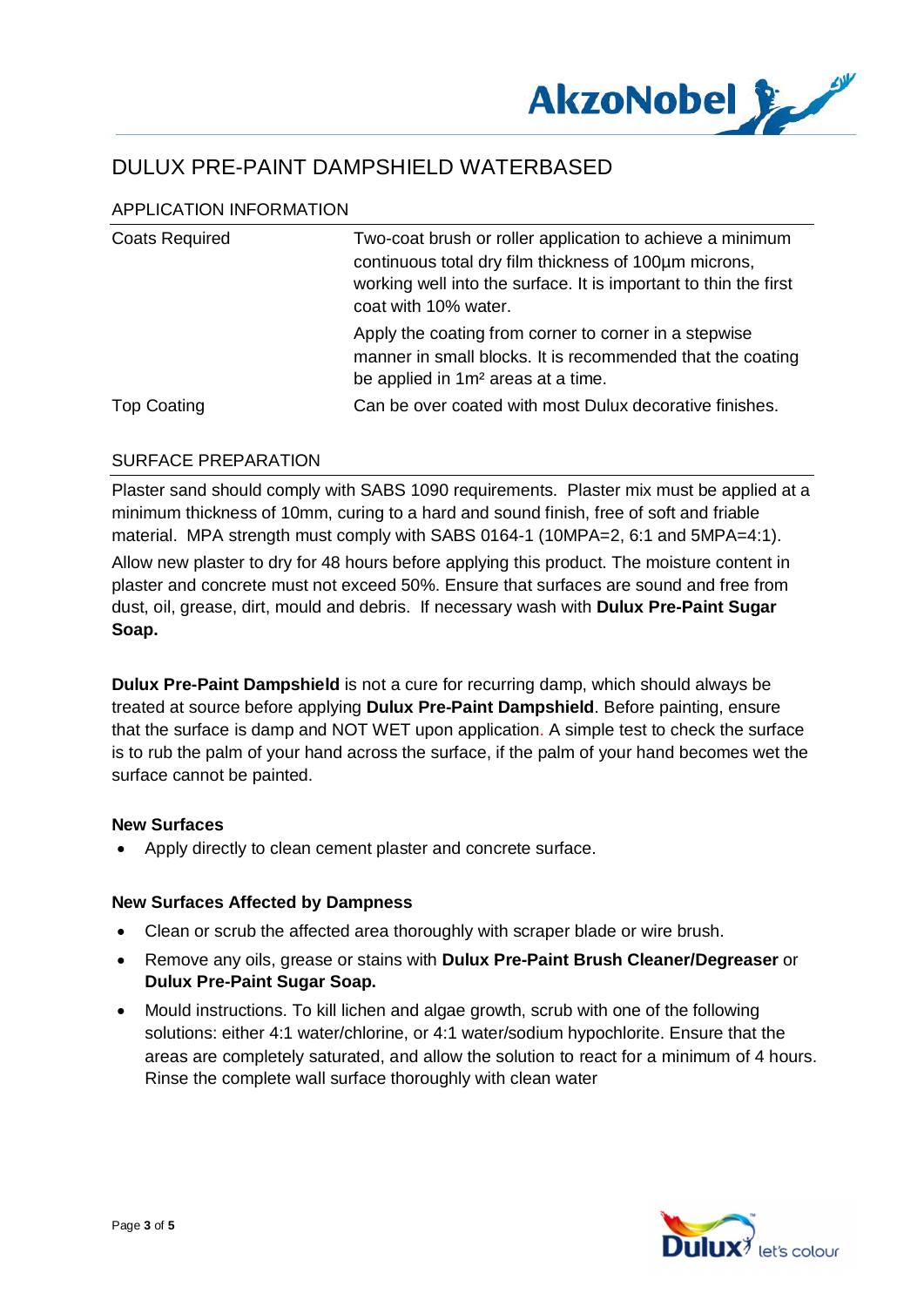# DULUX PRE-PAINT DAMPSHIELD WATERBASED

## APPLICATION INFORMATION

| | |
|---|---|
| Coats Required | Two-coat brush or roller application to achieve a minimum continuous total dry film thickness of 100µm microns, working well into the surface. It is important to thin the first coat with 10% water. <br><br> Apply the coating from corner to corner in a stepwise manner in small blocks. It is recommended that the coating be applied in $1m^2$ areas at a time. |
| Top Coating | Can be over coated with most Dulux decorative finishes. |

## SURFACE PREPARATION

Plaster sand should comply with SABS 1090 requirements. Plaster mix must be applied at a minimum thickness of 10mm, curing to a hard and sound finish, free of soft and friable material. MPA strength must comply with SABS 0164-1 (10MPA=2, 6:1 and 5MPA=4:1).

Allow new plaster to dry for 48 hours before applying this product. The moisture content in plaster and concrete must not exceed 50%. Ensure that surfaces are sound and free from dust, oil, grease, dirt, mould and debris. If necessary wash with **Dulux Pre-Paint Sugar Soap.**

**Dulux Pre-Paint Dampshield** is not a cure for recurring damp, which should always be treated at source before applying **Dulux Pre-Paint Dampshield**. Before painting, ensure that the surface is damp and NOT WET upon application. A simple test to check the surface is to rub the palm of your hand across the surface, if the palm of your hand becomes wet the surface cannot be painted.

**New Surfaces**

- Apply directly to clean cement plaster and concrete surface.

**New Surfaces Affected by Dampness**

- Clean or scrub the affected area thoroughly with scraper blade or wire brush.
- Remove any oils, grease or stains with **Dulux Pre-Paint Brush Cleaner/Degreaser** or **Dulux Pre-Paint Sugar Soap.**
- Mould instructions. To kill lichen and algae growth, scrub with one of the following solutions: either 4:1 water/chlorine, or 4:1 water/sodium hypochlorite. Ensure that the areas are completely saturated, and allow the solution to react for a minimum of 4 hours. Rinse the complete wall surface thoroughly with clean water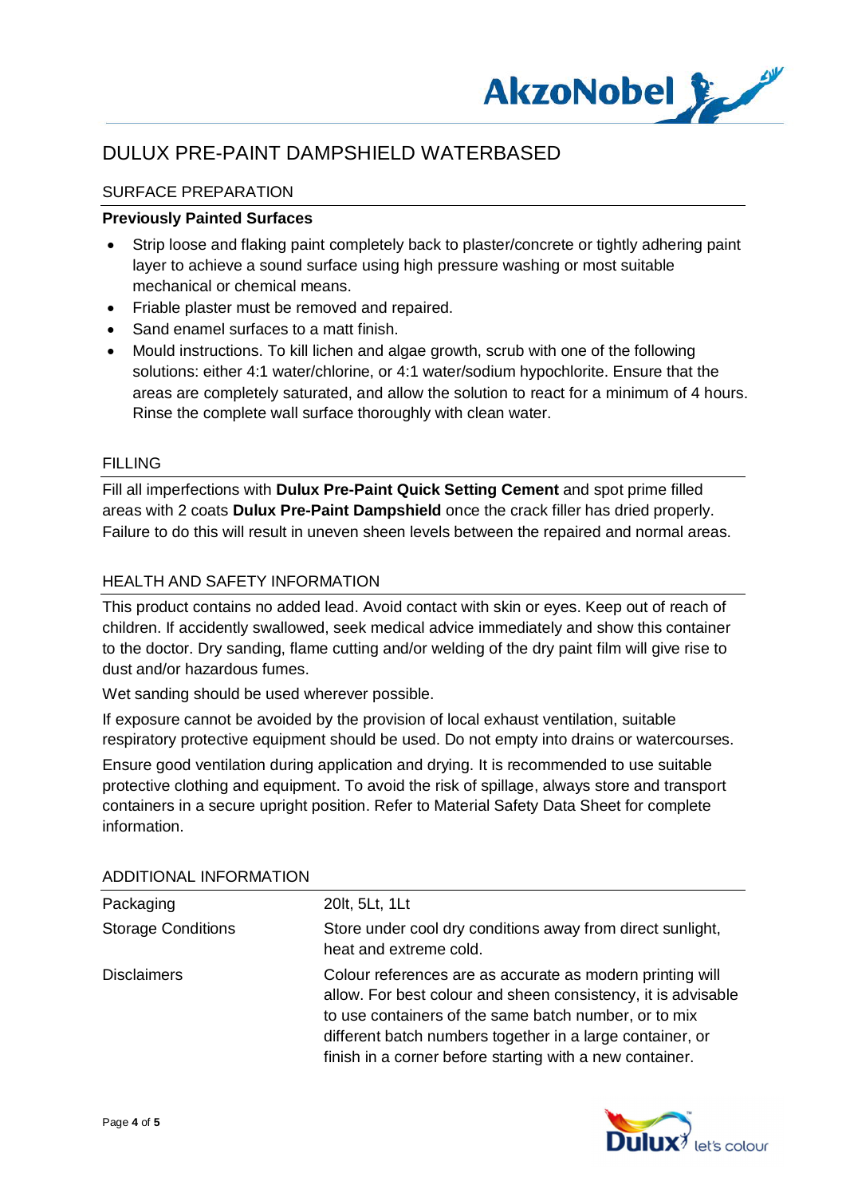# DULUX PRE-PAINT DAMPSHIELD WATERBASED

## SURFACE PREPARATION

**Previously Painted Surfaces**

- Strip loose and flaking paint completely back to plaster/concrete or tightly adhering paint layer to achieve a sound surface using high pressure washing or most suitable mechanical or chemical means.
- Friable plaster must be removed and repaired.
- Sand enamel surfaces to a matt finish.
- Mould instructions. To kill lichen and algae growth, scrub with one of the following solutions: either 4:1 water/chlorine, or 4:1 water/sodium hypochlorite. Ensure that the areas are completely saturated, and allow the solution to react for a minimum of 4 hours. Rinse the complete wall surface thoroughly with clean water.

## FILLING

Fill all imperfections with **Dulux Pre-Paint Quick Setting Cement** and spot prime filled areas with 2 coats **Dulux Pre-Paint Dampshield** once the crack filler has dried properly. Failure to do this will result in uneven sheen levels between the repaired and normal areas.

## HEALTH AND SAFETY INFORMATION

This product contains no added lead. Avoid contact with skin or eyes. Keep out of reach of children. If accidently swallowed, seek medical advice immediately and show this container to the doctor. Dry sanding, flame cutting and/or welding of the dry paint film will give rise to dust and/or hazardous fumes.

Wet sanding should be used wherever possible.

If exposure cannot be avoided by the provision of local exhaust ventilation, suitable respiratory protective equipment should be used. Do not empty into drains or watercourses.

Ensure good ventilation during application and drying. It is recommended to use suitable protective clothing and equipment. To avoid the risk of spillage, always store and transport containers in a secure upright position. Refer to Material Safety Data Sheet for complete information.

## ADDITIONAL INFORMATION

| | |
|---|---|
| Packaging | 20lt, 5Lt, 1Lt |
| Storage Conditions | Store under cool dry conditions away from direct sunlight, heat and extreme cold. |
| Disclaimers | Colour references are as accurate as modern printing will allow. For best colour and sheen consistency, it is advisable to use containers of the same batch number, or to mix different batch numbers together in a large container, or finish in a corner before starting with a new container. |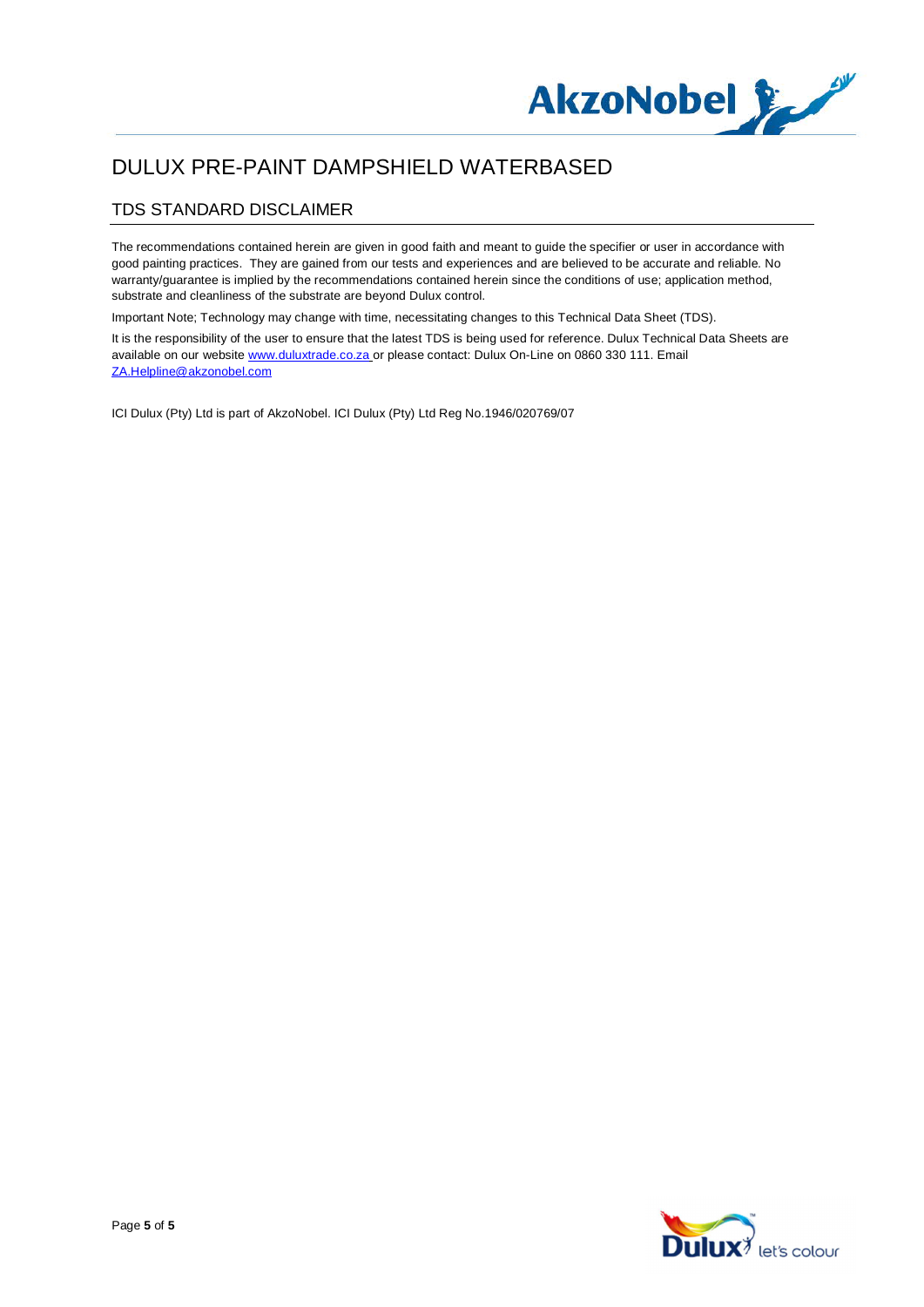# DULUX PRE-PAINT DAMPSHIELD WATERBASED

## TDS STANDARD DISCLAIMER

The recommendations contained herein are given in good faith and meant to guide the specifier or user in accordance with good painting practices. They are gained from our tests and experiences and are believed to be accurate and reliable. No warranty/guarantee is implied by the recommendations contained herein since the conditions of use; application method, substrate and cleanliness of the substrate are beyond Dulux control.

Important Note; Technology may change with time, necessitating changes to this Technical Data Sheet (TDS).

It is the responsibility of the user to ensure that the latest TDS is being used for reference. Dulux Technical Data Sheets are available on our website www.duluxtrade.co.za or please contact: Dulux On-Line on 0860 330 111. Email ZA.Helpline@akzonobel.com

ICI Dulux (Pty) Ltd is part of AkzoNobel. ICI Dulux (Pty) Ltd Reg No.1946/020769/07